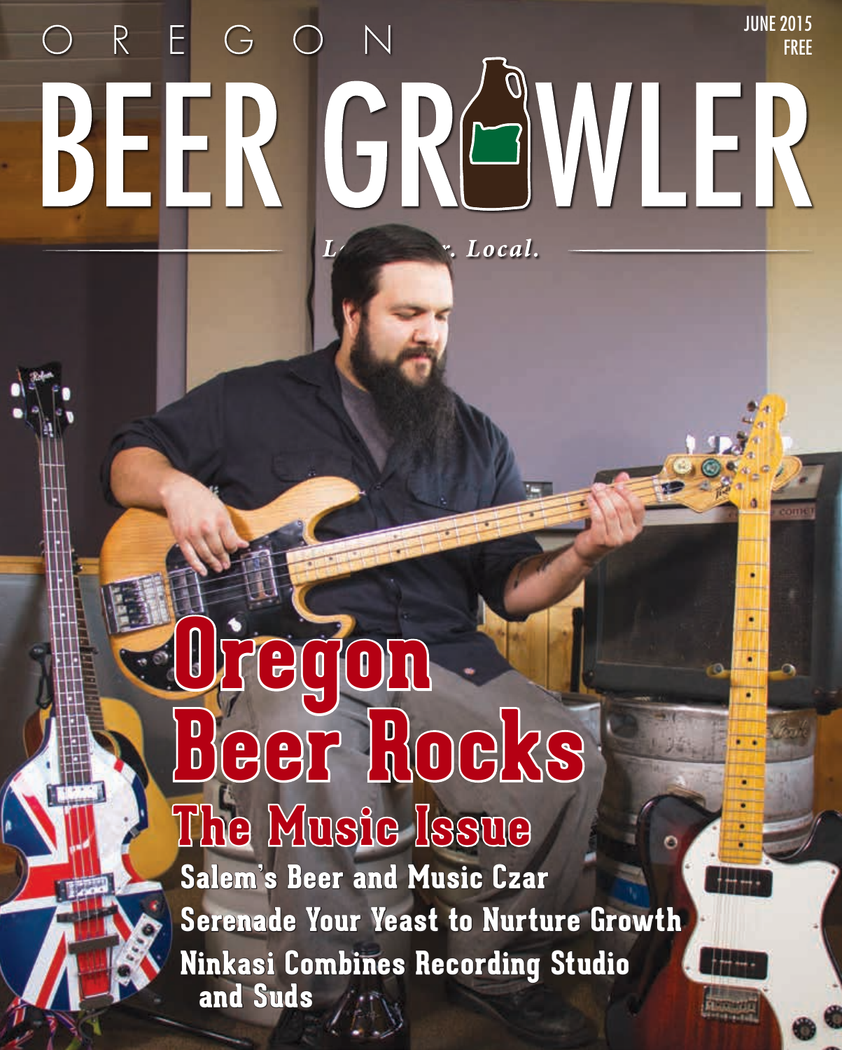JUNE 2015
FREE

# OREGON BEER GROWLER

*L... . Local.*

# Oregon Beer Rocks

## The Music Issue

**Salem's Beer and Music Czar**

**Serenade Your Yeast to Nurture Growth**

**Ninkasi Combines Recording Studio and Suds**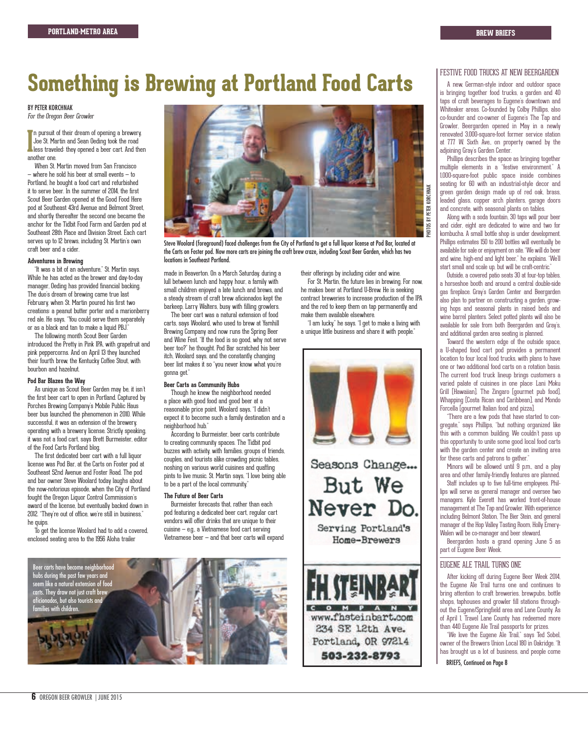PORTLAND-METRO AREA

# Something is Brewing at Portland Food Carts

BY PETER KORCHNAK
*For the Oregon Beer Growler*

In pursuit of their dream of opening a brewery, Joe St. Martin and Sean Oeding took the road less traveled: they opened a beer cart. And then another one.

When St. Martin moved from San Francisco – where he sold his beer at small events – to Portland, he bought a food cart and refurbished it to serve beer. In the summer of 2014, the first Scout Beer Garden opened at the Good Food Here pod at Southeast 43rd Avenue and Belmont Street, and shortly thereafter the second one became the anchor for the Tidbit Food Farm and Garden pod at Southeast 28th Place and Division Street. Each cart serves up to 12 brews, including St. Martin's own craft beer and a cider.

### Adventures in Brewing

"It was a bit of an adventure," St. Martin says. While he has acted as the brewer and day-to-day manager, Oeding has provided financial backing. The duo's dream of brewing came true last February, when St. Martin poured his first two creations: a peanut butter porter and a marionberry red ale. He says, "You could serve them separately or as a black and tan to make a liquid PBJ."

The following month Scout Beer Garden introduced the Pretty in Pink IPA, with grapefruit and pink peppercorns. And on April 13 they launched their fourth brew, the Kentucky Coffee Stout, with bourbon and hazelnut.

### Pod Bar Blazes the Way

As unique as Scout Beer Garden may be, it isn't the first beer cart to open in Portland. Captured by Porches Brewing Company's Mobile Public Haus beer bus launched the phenomenon in 2010. While successful, it was an extension of the brewery, operating with a brewery license. Strictly speaking, it was not a food cart, says Brett Burmeister, editor of the Food Carts Portland blog.

The first dedicated beer cart with a full liquor license was Pod Bar, at the Carts on Foster pod at Southeast 52nd Avenue and Foster Road. The pod and bar owner Steve Woolard today laughs about the now-notorious episode, when the City of Portland fought the Oregon Liquor Control Commission's award of the license, but eventually backed down in 2012. "They're out of office, we're still in business," he quips.

To get the license Woolard had to add a covered, enclosed seating area to the 1956 Aloha trailer made in Beaverton. On a March Saturday, during a lull between lunch and happy hour, a family with small children enjoyed a late lunch and brews, and a steady stream of craft brew aficionados kept the barkeep, Larry Walters, busy with filling growlers.

PHOTOS BY PETER KORCHNAK

Steve Woolard (foreground) faced challenges from the City of Portland to get a full liquor license at Pod Bar, located at the Carts on Foster pod. Now more carts are joining the craft brew craze, including Scout Beer Garden, which has two locations in Southeast Portland.

The beer cart was a natural extension of food carts, says Woolard, who used to brew at Yamhill Brewing Company and now runs the Spring Beer and Wine Fest. "If the food is so good, why not serve beer too?" he thought. Pod Bar scratched his beer itch, Woolard says, and the constantly changing beer list makes it so "you never know what you're gonna get."

### Beer Carts as Community Hubs

Though he knew the neighborhood needed a place with good food and good beer at a reasonable price point, Woolard says, "I didn't expect it to become such a family destination and a neighborhood hub."

According to Burmeister, beer carts contribute to creating community spaces. The Tidbit pod buzzes with activity, with families, groups of friends, couples, and tourists alike crowding picnic tables, noshing on various world cuisines and quaffing pints to live music. St. Martin says, "I love being able to be a part of the local community."

### The Future of Beer Carts

Burmeister forecasts that, rather than each pod featuring a dedicated beer cart, regular cart vendors will offer drinks that are unique to their cuisine – e.g., a Vietnamese food cart serving Vietnamese beer – and that beer carts will expand their offerings by including cider and wine.

For St. Martin, the future lies in brewing. For now, he makes beer at Portland U-Brew. He is seeking contract breweries to increase production of the IPA and the red to keep them on tap permanently and make them available elsewhere.

"I am lucky," he says. "I get to make a living with a unique little business and share it with people."

Beer carts have become neighborhood hubs during the past few years and seem like a natural extension of food carts. They draw not just craft brew aficionados, but also tourists and families with children.

Seasons Change... But We Never Do.
Serving Portland's Home-Brewers
F.H. STEINBART COMPANY
www.fhsteinbart.com
234 SE 12th Ave.
Portland, OR 97214
503-232-8793

BREW BRIEFS

## FESTIVE FOOD TRUCKS AT NEW BEERGARDEN

A new, German-style indoor and outdoor space is bringing together food trucks, a garden and 40 taps of craft beverages to Eugene's downtown and Whiteaker areas. Co-founded by Colby Phillips, also co-founder and co-owner of Eugene's The Tap and Growler, Beergarden opened in May in a newly renovated 3,000-square-foot former service station at 777 W. Sixth Ave., on property owned by the adjoining Gray's Garden Center.

Phillips describes the space as bringing together multiple elements in a "festive environment." A 1,000-square-foot public space inside combines seating for 60 with an industrial-style decor and green garden design made up of red oak, brass, leaded glass, copper arch planters, garage doors and concrete, with seasonal plants on tables.

Along with a soda fountain, 30 taps will pour beer and cider, eight are dedicated to wine and two for kombucha. A small bottle shop is under development. Phillips estimates 150 to 200 bottles will eventually be available for sale or enjoyment on site. "We will do beer and wine, high-end and light beer," he explains. "We'll start small and scale up, but will be craft-centric."

Outside, a covered patio seats 30 at four-top tables, a horseshoe booth and around a central double-side gas fireplace. Gray's Garden Center and Beergarden also plan to partner on constructing a garden, growing hops and seasonal plants in raised beds and wine barrel planters. Select potted plants will also be available for sale from both Beergarden and Gray's, and additional garden area seating is planned.

Toward the western edge of the outside space, a U-shaped food cart pod provides a permanent location to four local food trucks, with plans to have one or two additional food carts on a rotation basis. The current food truck lineup brings customers a varied palate of cuisines in one place: Lani Moku Grill (Hawaiian), The Zingaro (gourmet pub food), Whapping (Costa Rican and Caribbean), and Mondo Forcella (gourmet Italian food and pizza).

"There are a few pods that have started to congregate," says Phillips, "but nothing organized like this with a common building. We couldn't pass up this opportunity to unite some good local food carts with the garden center and create an inviting area for these carts and patrons to gather."

Minors will be allowed until 9 p.m., and a play area and other family-friendly features are planned.

Staff includes up to five full-time employees. Phillips will serve as general manager and oversee two managers. Kyle Everett has worked front-of-house management at The Tap and Growler. With experience including Belmont Station, The Bier Stein, and general manager of the Hop Valley Tasting Room, Holly Emery-Walen will be co-manager and beer steward.

Beergarden hosts a grand opening June 5 as part of Eugene Beer Week.

## EUGENE ALE TRAIL TURNS ONE

After kicking off during Eugene Beer Week 2014, the Eugene Ale Trail turns one and continues to bring attention to craft breweries, brewpubs, bottle shops, taphouses and growler fill stations throughout the Eugene/Springfield area and Lane County. As of April 1, Travel Lane County has redeemed more than 440 Eugene Ale Trail passports for prizes.

"We love the Eugene Ale Trail," says Ted Sobel, owner of the Brewers Union Local 180 in Oakridge. "It has brought us a lot of business, and people come

BRIEFS, Continued on Page 8